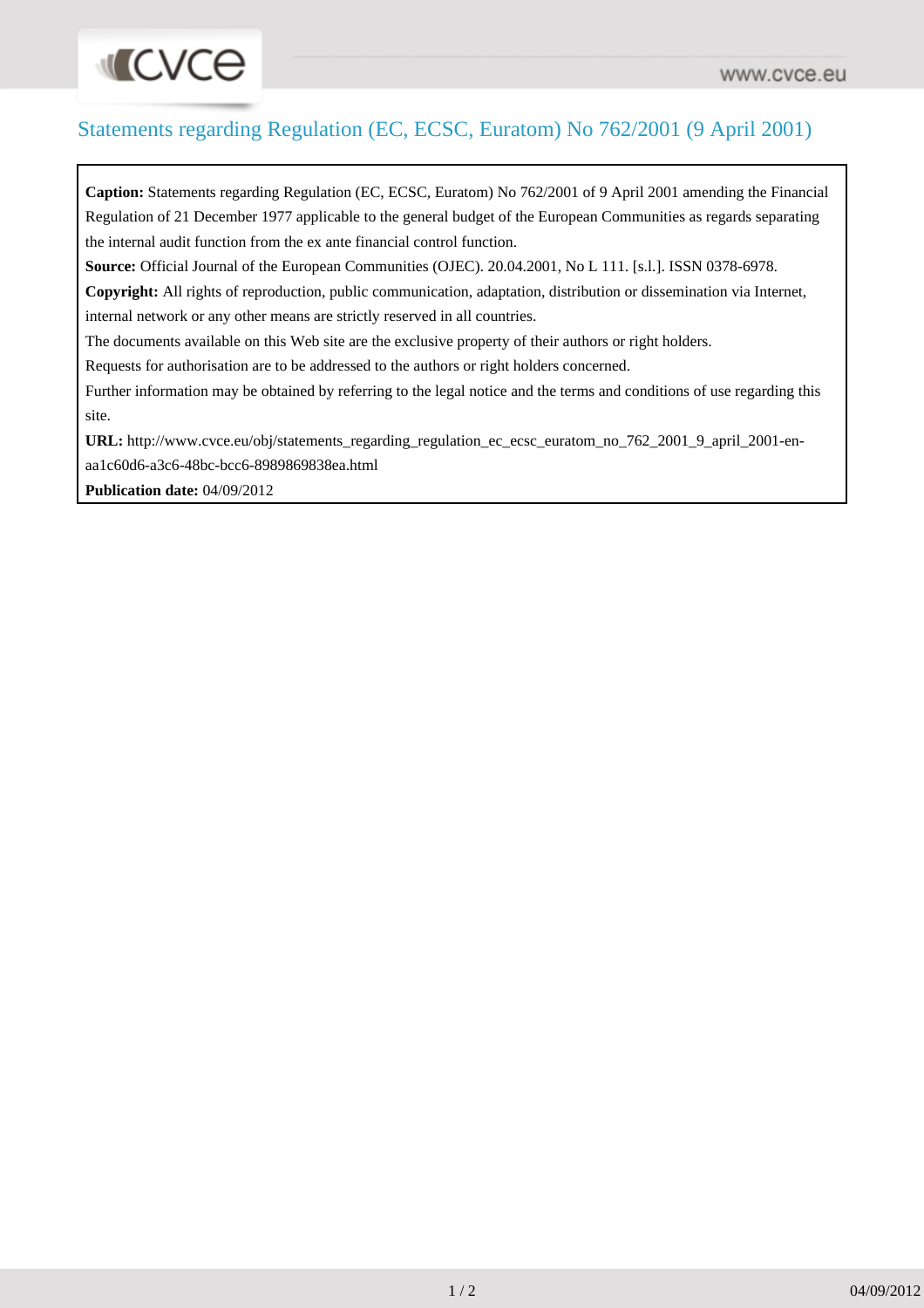# Statements regarding Regulation (EC, ECSC, Euratom) No 762/2001 (9 April 2001)

**Caption:** Statements regarding Regulation (EC, ECSC, Euratom) No 762/2001 of 9 April 2001 amending the Financial Regulation of 21 December 1977 applicable to the general budget of the European Communities as regards separating the internal audit function from the ex ante financial control function.

**Source:** Official Journal of the European Communities (OJEC). 20.04.2001, No L 111. [s.l.]. ISSN 0378-6978.

**Copyright:** All rights of reproduction, public communication, adaptation, distribution or dissemination via Internet, internal network or any other means are strictly reserved in all countries.

The documents available on this Web site are the exclusive property of their authors or right holders.

Requests for authorisation are to be addressed to the authors or right holders concerned.

Further information may be obtained by referring to the legal notice and the terms and conditions of use regarding this site.

**URL:** http://www.cvce.eu/obj/statements_regarding_regulation_ec_ecsc_euratom_no_762_2001_9_april_2001-en-aa1c60d6-a3c6-48bc-bcc6-8989869838ea.html

**Publication date:** 04/09/2012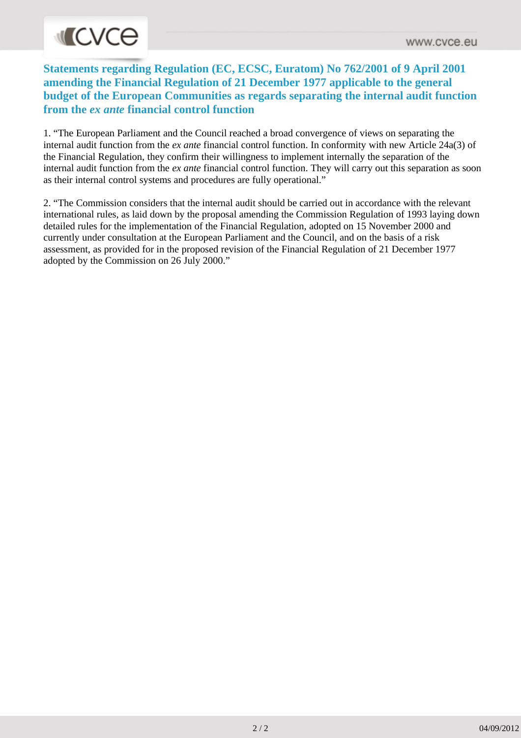## Statements regarding Regulation (EC, ECSC, Euratom) No 762/2001 of 9 April 2001 amending the Financial Regulation of 21 December 1977 applicable to the general budget of the European Communities as regards separating the internal audit function from the *ex ante* financial control function

1. “The European Parliament and the Council reached a broad convergence of views on separating the internal audit function from the *ex ante* financial control function. In conformity with new Article 24a(3) of the Financial Regulation, they confirm their willingness to implement internally the separation of the internal audit function from the *ex ante* financial control function. They will carry out this separation as soon as their internal control systems and procedures are fully operational.”

2. “The Commission considers that the internal audit should be carried out in accordance with the relevant international rules, as laid down by the proposal amending the Commission Regulation of 1993 laying down detailed rules for the implementation of the Financial Regulation, adopted on 15 November 2000 and currently under consultation at the European Parliament and the Council, and on the basis of a risk assessment, as provided for in the proposed revision of the Financial Regulation of 21 December 1977 adopted by the Commission on 26 July 2000.”